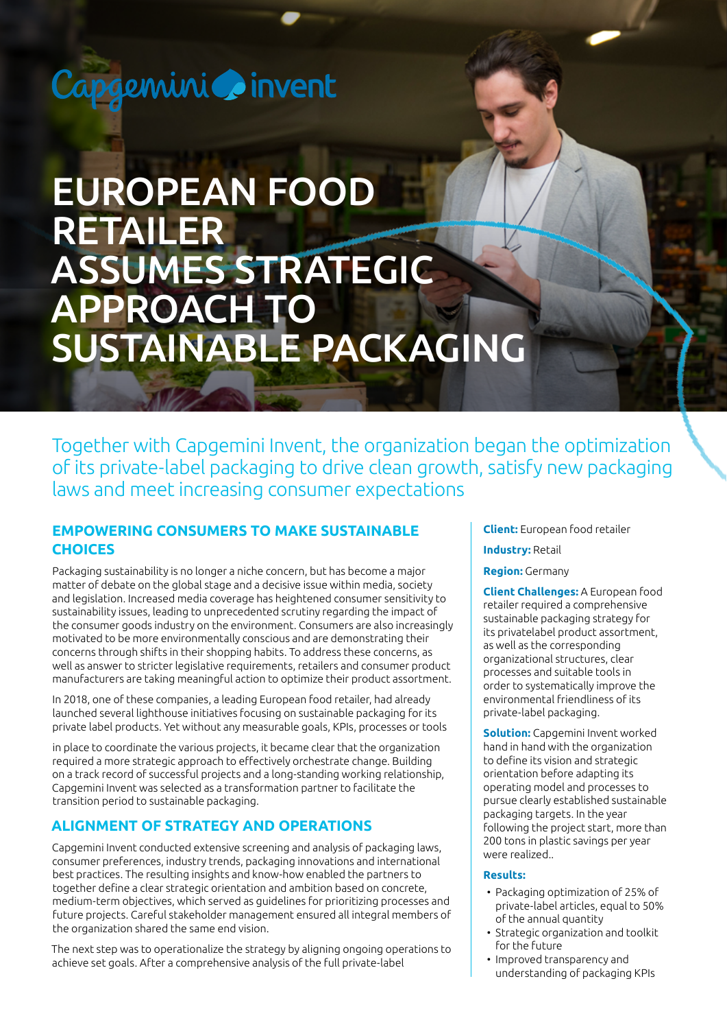Capgemini invent

# EUROPEAN FOOD RETAILER ASSUMES STRATEGIC APPROACH TO SUSTAINABLE PACKAGING

Together with Capgemini Invent, the organization began the optimization of its private-label packaging to drive clean growth, satisfy new packaging laws and meet increasing consumer expectations

## EMPOWERING CONSUMERS TO MAKE SUSTAINABLE CHOICES

Packaging sustainability is no longer a niche concern, but has become a major matter of debate on the global stage and a decisive issue within media, society and legislation. Increased media coverage has heightened consumer sensitivity to sustainability issues, leading to unprecedented scrutiny regarding the impact of the consumer goods industry on the environment. Consumers are also increasingly motivated to be more environmentally conscious and are demonstrating their concerns through shifts in their shopping habits. To address these concerns, as well as answer to stricter legislative requirements, retailers and consumer product manufacturers are taking meaningful action to optimize their product assortment.

In 2018, one of these companies, a leading European food retailer, had already launched several lighthouse initiatives focusing on sustainable packaging for its private label products. Yet without any measurable goals, KPIs, processes or tools in place to coordinate the various projects, it became clear that the organization required a more strategic approach to effectively orchestrate change. Building on a track record of successful projects and a long-standing working relationship, Capgemini Invent was selected as a transformation partner to facilitate the transition period to sustainable packaging.

## ALIGNMENT OF STRATEGY AND OPERATIONS

Capgemini Invent conducted extensive screening and analysis of packaging laws, consumer preferences, industry trends, packaging innovations and international best practices. The resulting insights and know-how enabled the partners to together define a clear strategic orientation and ambition based on concrete, medium-term objectives, which served as guidelines for prioritizing processes and future projects. Careful stakeholder management ensured all integral members of the organization shared the same end vision.

The next step was to operationalize the strategy by aligning ongoing operations to achieve set goals. After a comprehensive analysis of the full private-label

**Client:** European food retailer

**Industry:** Retail

**Region:** Germany

**Client Challenges:** A European food retailer required a comprehensive sustainable packaging strategy for its privatelabel product assortment, as well as the corresponding organizational structures, clear processes and suitable tools in order to systematically improve the environmental friendliness of its private-label packaging.

**Solution:** Capgemini Invent worked hand in hand with the organization to define its vision and strategic orientation before adapting its operating model and processes to pursue clearly established sustainable packaging targets. In the year following the project start, more than 200 tons in plastic savings per year were realized..

**Results:**

- Packaging optimization of 25% of private-label articles, equal to 50% of the annual quantity
- Strategic organization and toolkit for the future
- Improved transparency and understanding of packaging KPIs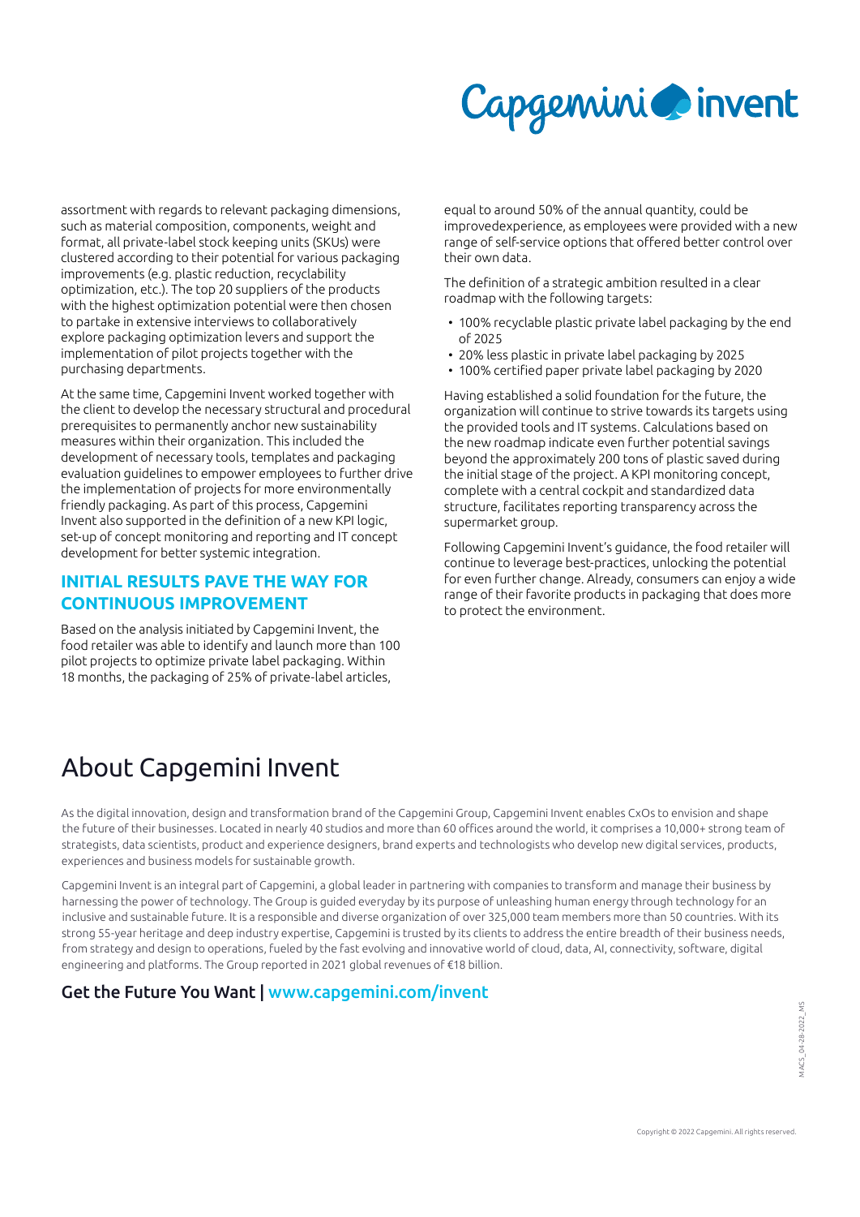assortment with regards to relevant packaging dimensions, such as material composition, components, weight and format, all private-label stock keeping units (SKUs) were clustered according to their potential for various packaging improvements (e.g. plastic reduction, recyclability optimization, etc.). The top 20 suppliers of the products with the highest optimization potential were then chosen to partake in extensive interviews to collaboratively explore packaging optimization levers and support the implementation of pilot projects together with the purchasing departments.

At the same time, Capgemini Invent worked together with the client to develop the necessary structural and procedural prerequisites to permanently anchor new sustainability measures within their organization. This included the development of necessary tools, templates and packaging evaluation guidelines to empower employees to further drive the implementation of projects for more environmentally friendly packaging. As part of this process, Capgemini Invent also supported in the definition of a new KPI logic, set-up of concept monitoring and reporting and IT concept development for better systemic integration.

### INITIAL RESULTS PAVE THE WAY FOR CONTINUOUS IMPROVEMENT

Based on the analysis initiated by Capgemini Invent, the food retailer was able to identify and launch more than 100 pilot projects to optimize private label packaging. Within 18 months, the packaging of 25% of private-label articles, equal to around 50% of the annual quantity, could be improvedexperience, as employees were provided with a new range of self-service options that offered better control over their own data.

The definition of a strategic ambition resulted in a clear roadmap with the following targets:

- 100% recyclable plastic private label packaging by the end of 2025
- 20% less plastic in private label packaging by 2025
- 100% certified paper private label packaging by 2020

Having established a solid foundation for the future, the organization will continue to strive towards its targets using the provided tools and IT systems. Calculations based on the new roadmap indicate even further potential savings beyond the approximately 200 tons of plastic saved during the initial stage of the project. A KPI monitoring concept, complete with a central cockpit and standardized data structure, facilitates reporting transparency across the supermarket group.

Following Capgemini Invent's guidance, the food retailer will continue to leverage best-practices, unlocking the potential for even further change. Already, consumers can enjoy a wide range of their favorite products in packaging that does more to protect the environment.

## About Capgemini Invent

As the digital innovation, design and transformation brand of the Capgemini Group, Capgemini Invent enables CxOs to envision and shape the future of their businesses. Located in nearly 40 studios and more than 60 offices around the world, it comprises a 10,000+ strong team of strategists, data scientists, product and experience designers, brand experts and technologists who develop new digital services, products, experiences and business models for sustainable growth.

Capgemini Invent is an integral part of Capgemini, a global leader in partnering with companies to transform and manage their business by harnessing the power of technology. The Group is guided everyday by its purpose of unleashing human energy through technology for an inclusive and sustainable future. It is a responsible and diverse organization of over 325,000 team members more than 50 countries. With its strong 55-year heritage and deep industry expertise, Capgemini is trusted by its clients to address the entire breadth of their business needs, from strategy and design to operations, fueled by the fast evolving and innovative world of cloud, data, AI, connectivity, software, digital engineering and platforms. The Group reported in 2021 global revenues of €18 billion.

### Get the Future You Want | www.capgemini.com/invent

MACS_04-28-2022_MS

Copyright © 2022 Capgemini. All rights reserved.